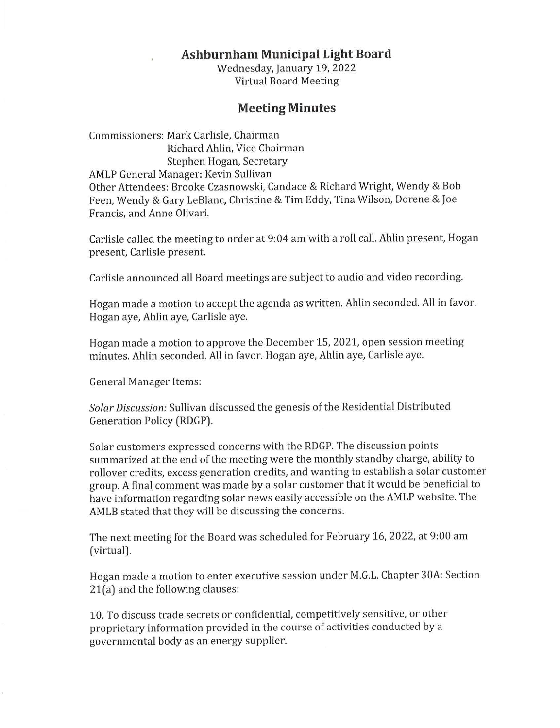# Ashburnham Municipal Light Board

Wednesday, January 19, 2022
Virtual Board Meeting

## Meeting Minutes

Commissioners: Mark Carlisle, Chairman
Richard Ahlin, Vice Chairman
Stephen Hogan, Secretary
AMLP General Manager: Kevin Sullivan
Other Attendees: Brooke Czasnowski, Candace & Richard Wright, Wendy & Bob Feen, Wendy & Gary LeBlanc, Christine & Tim Eddy, Tina Wilson, Dorene & Joe Francis, and Anne Olivari.

Carlisle called the meeting to order at 9:04 am with a roll call. Ahlin present, Hogan present, Carlisle present.

Carlisle announced all Board meetings are subject to audio and video recording.

Hogan made a motion to accept the agenda as written. Ahlin seconded. All in favor. Hogan aye, Ahlin aye, Carlisle aye.

Hogan made a motion to approve the December 15, 2021, open session meeting minutes. Ahlin seconded. All in favor. Hogan aye, Ahlin aye, Carlisle aye.

General Manager Items:

*Solar Discussion:* Sullivan discussed the genesis of the Residential Distributed Generation Policy (RDGP).

Solar customers expressed concerns with the RDGP. The discussion points summarized at the end of the meeting were the monthly standby charge, ability to rollover credits, excess generation credits, and wanting to establish a solar customer group. A final comment was made by a solar customer that it would be beneficial to have information regarding solar news easily accessible on the AMLP website. The AMLB stated that they will be discussing the concerns.

The next meeting for the Board was scheduled for February 16, 2022, at 9:00 am (virtual).

Hogan made a motion to enter executive session under M.G.L. Chapter 30A: Section 21(a) and the following clauses:

10. To discuss trade secrets or confidential, competitively sensitive, or other proprietary information provided in the course of activities conducted by a governmental body as an energy supplier.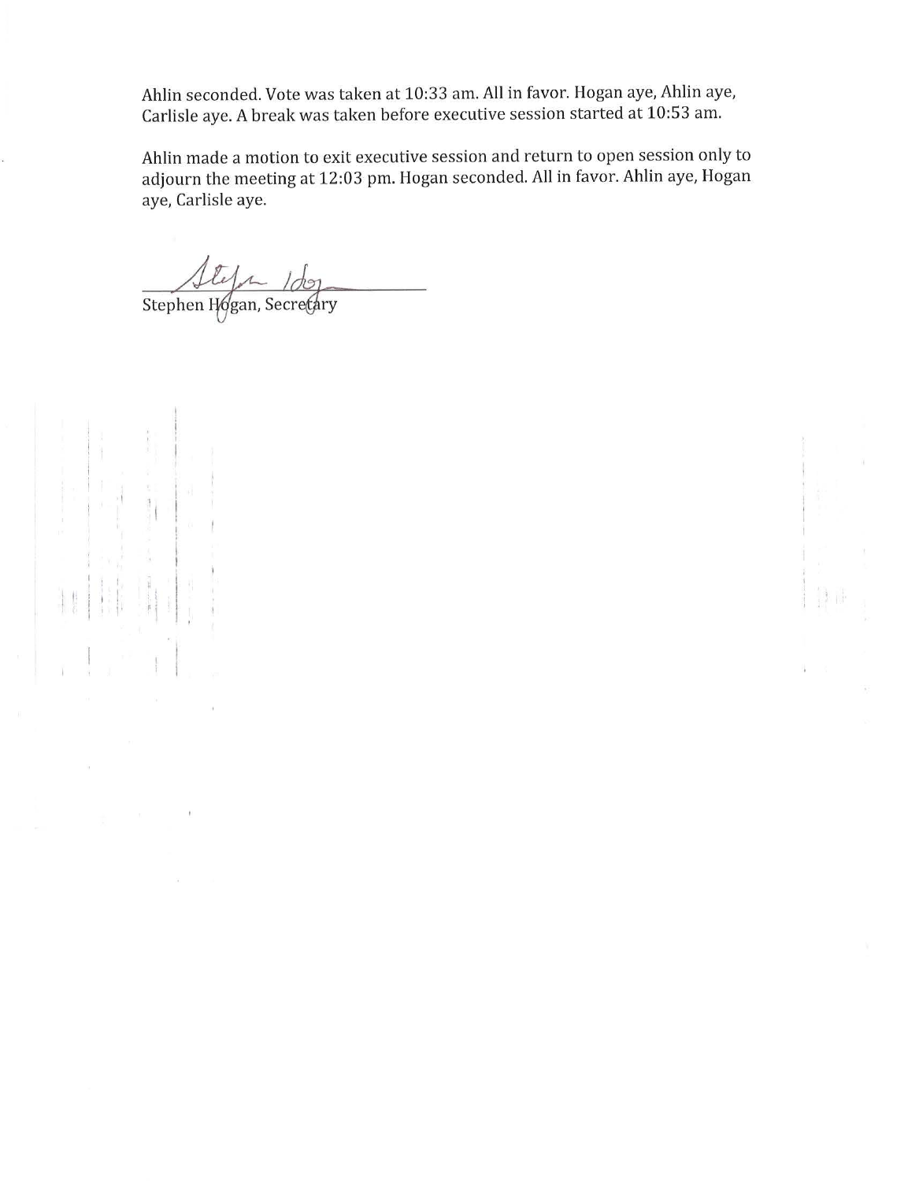Ahlin seconded. Vote was taken at 10:33 am. All in favor. Hogan aye, Ahlin aye, Carlisle aye. A break was taken before executive session started at 10:53 am.

Ahlin made a motion to exit executive session and return to open session only to adjourn the meeting at 12:03 pm. Hogan seconded. All in favor. Ahlin aye, Hogan aye, Carlisle aye.

Stephen Hogan, Secretary